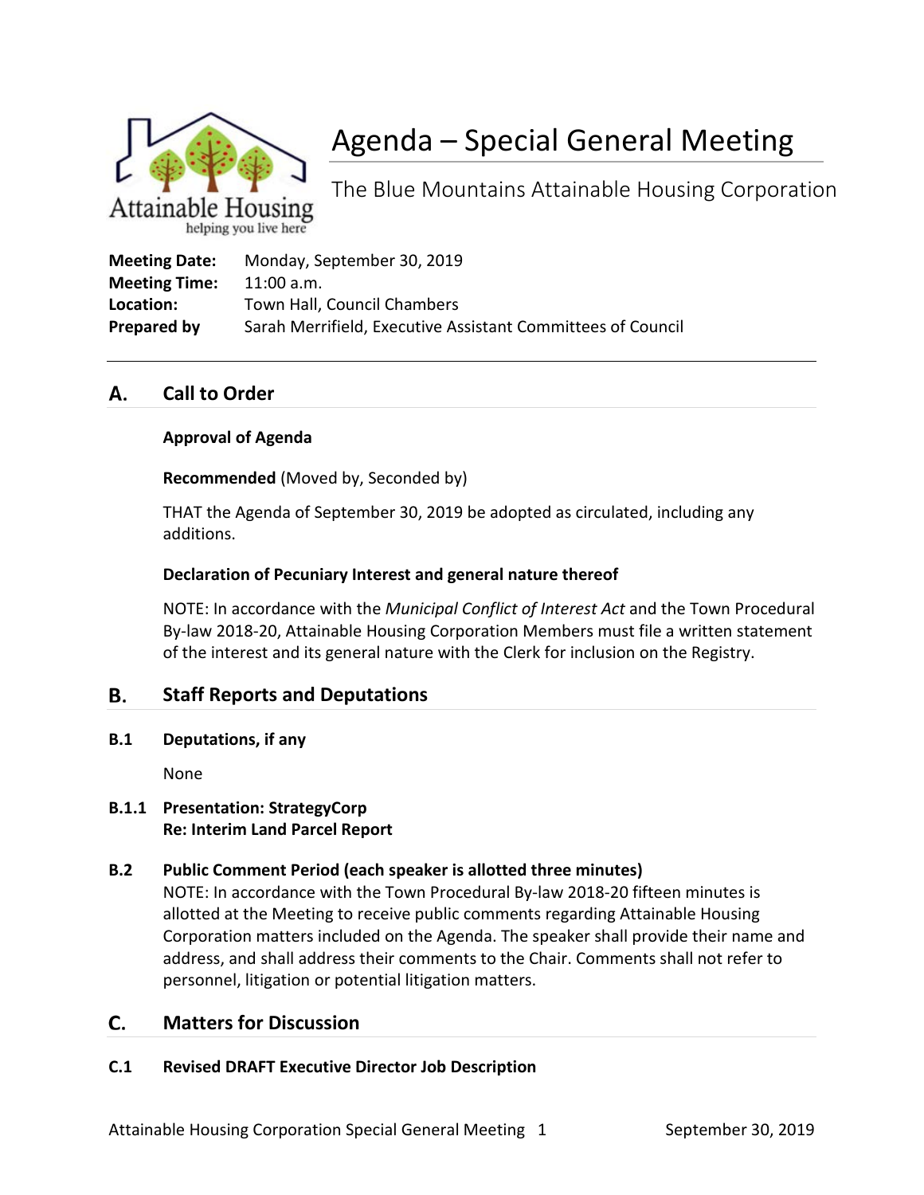# Agenda – Special General Meeting

The Blue Mountains Attainable Housing Corporation

**Meeting Date:** Monday, September 30, 2019
**Meeting Time:** 11:00 a.m.
**Location:** Town Hall, Council Chambers
**Prepared by** Sarah Merrifield, Executive Assistant Committees of Council

---

## A. Call to Order

**Approval of Agenda**

**Recommended** (Moved by, Seconded by)

THAT the Agenda of September 30, 2019 be adopted as circulated, including any additions.

**Declaration of Pecuniary Interest and general nature thereof**

NOTE: In accordance with the *Municipal Conflict of Interest Act* and the Town Procedural By-law 2018-20, Attainable Housing Corporation Members must file a written statement of the interest and its general nature with the Clerk for inclusion on the Registry.

## B. Staff Reports and Deputations

### B.1 Deputations, if any

None

### B.1.1 Presentation: StrategyCorp Re: Interim Land Parcel Report

### B.2 Public Comment Period (each speaker is allotted three minutes)

NOTE: In accordance with the Town Procedural By-law 2018-20 fifteen minutes is allotted at the Meeting to receive public comments regarding Attainable Housing Corporation matters included on the Agenda. The speaker shall provide their name and address, and shall address their comments to the Chair. Comments shall not refer to personnel, litigation or potential litigation matters.

## C. Matters for Discussion

### C.1 Revised DRAFT Executive Director Job Description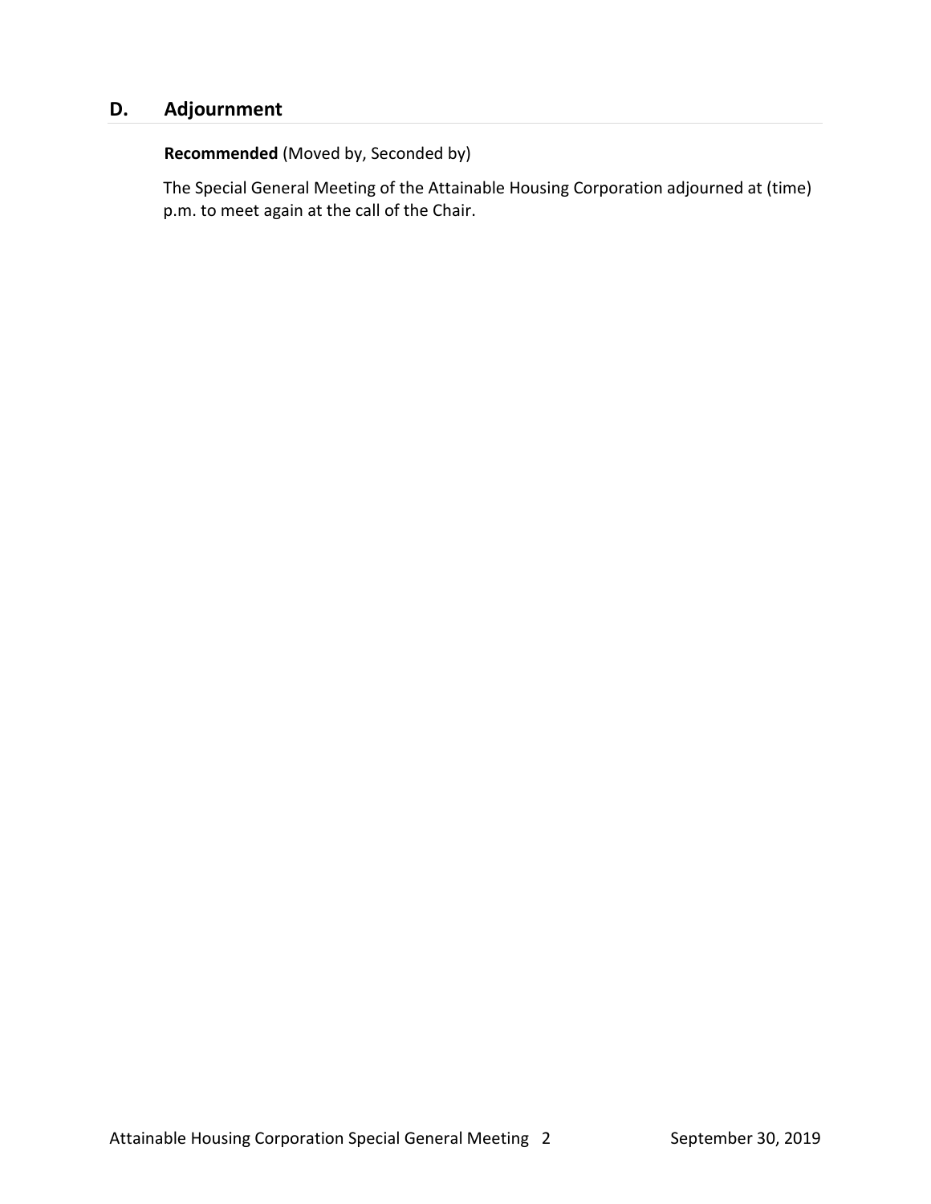## D. Adjournment

**Recommended** (Moved by, Seconded by)

The Special General Meeting of the Attainable Housing Corporation adjourned at (time) p.m. to meet again at the call of the Chair.